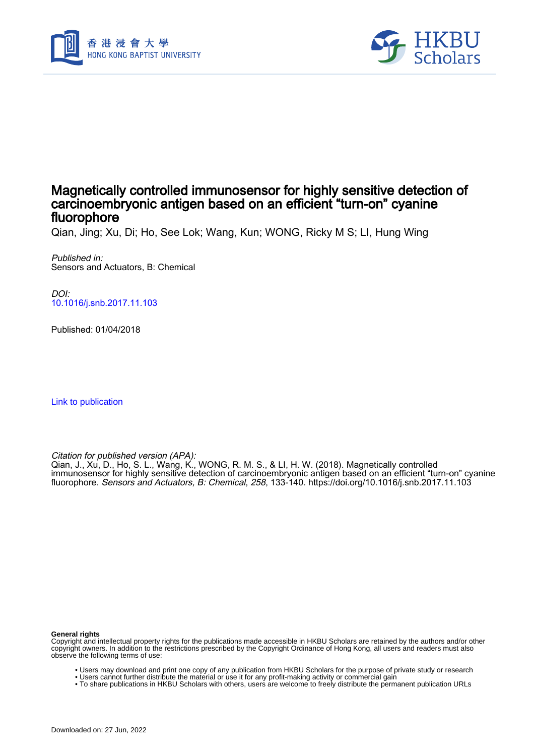# Magnetically controlled immunosensor for highly sensitive detection of carcinoembryonic antigen based on an efficient "turn-on" cyanine fluorophore

Qian, Jing; Xu, Di; Ho, See Lok; Wang, Kun; WONG, Ricky M S; LI, Hung Wing

*Published in:*
Sensors and Actuators, B: Chemical

*DOI:*
10.1016/j.snb.2017.11.103

Published: 01/04/2018

Link to publication

*Citation for published version (APA):*
Qian, J., Xu, D., Ho, S. L., Wang, K., WONG, R. M. S., & LI, H. W. (2018). Magnetically controlled immunosensor for highly sensitive detection of carcinoembryonic antigen based on an efficient "turn-on" cyanine fluorophore. *Sensors and Actuators, B: Chemical*, *258*, 133-140. https://doi.org/10.1016/j.snb.2017.11.103

**General rights**
Copyright and intellectual property rights for the publications made accessible in HKBU Scholars are retained by the authors and/or other copyright owners. In addition to the restrictions prescribed by the Copyright Ordinance of Hong Kong, all users and readers must also observe the following terms of use:

- Users may download and print one copy of any publication from HKBU Scholars for the purpose of private study or research
- Users cannot further distribute the material or use it for any profit-making activity or commercial gain
- To share publications in HKBU Scholars with others, users are welcome to freely distribute the permanent publication URLs

Downloaded on: 27 Jun, 2022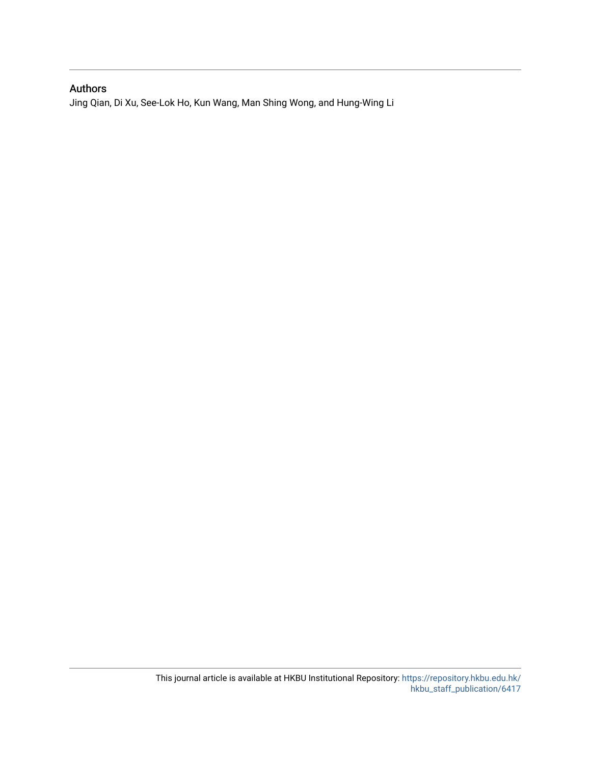## Authors

Jing Qian, Di Xu, See-Lok Ho, Kun Wang, Man Shing Wong, and Hung-Wing Li

This journal article is available at HKBU Institutional Repository: https://repository.hkbu.edu.hk/hkbu_staff_publication/6417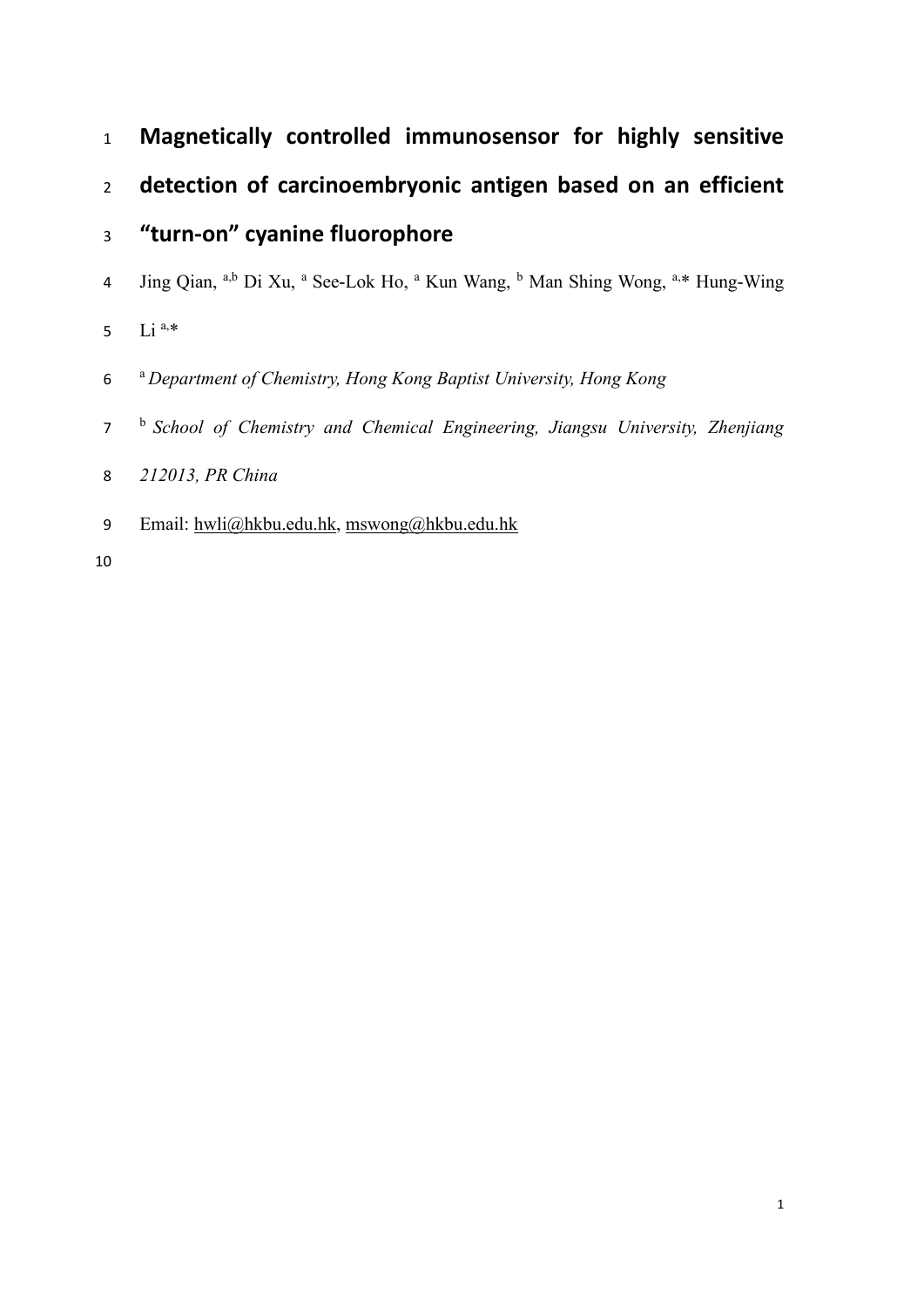# Magnetically controlled immunosensor for highly sensitive detection of carcinoembryonic antigen based on an efficient "turn-on" cyanine fluorophore

Jing Qian, [a,b] Di Xu, [a] See-Lok Ho, [a] Kun Wang, [b] Man Shing Wong, [a,]* Hung-Wing Li [a,]*

[a] *Department of Chemistry, Hong Kong Baptist University, Hong Kong*

[b] *School of Chemistry and Chemical Engineering, Jiangsu University, Zhenjiang 212013, PR China*

Email: hwli@hkbu.edu.hk, mswong@hkbu.edu.hk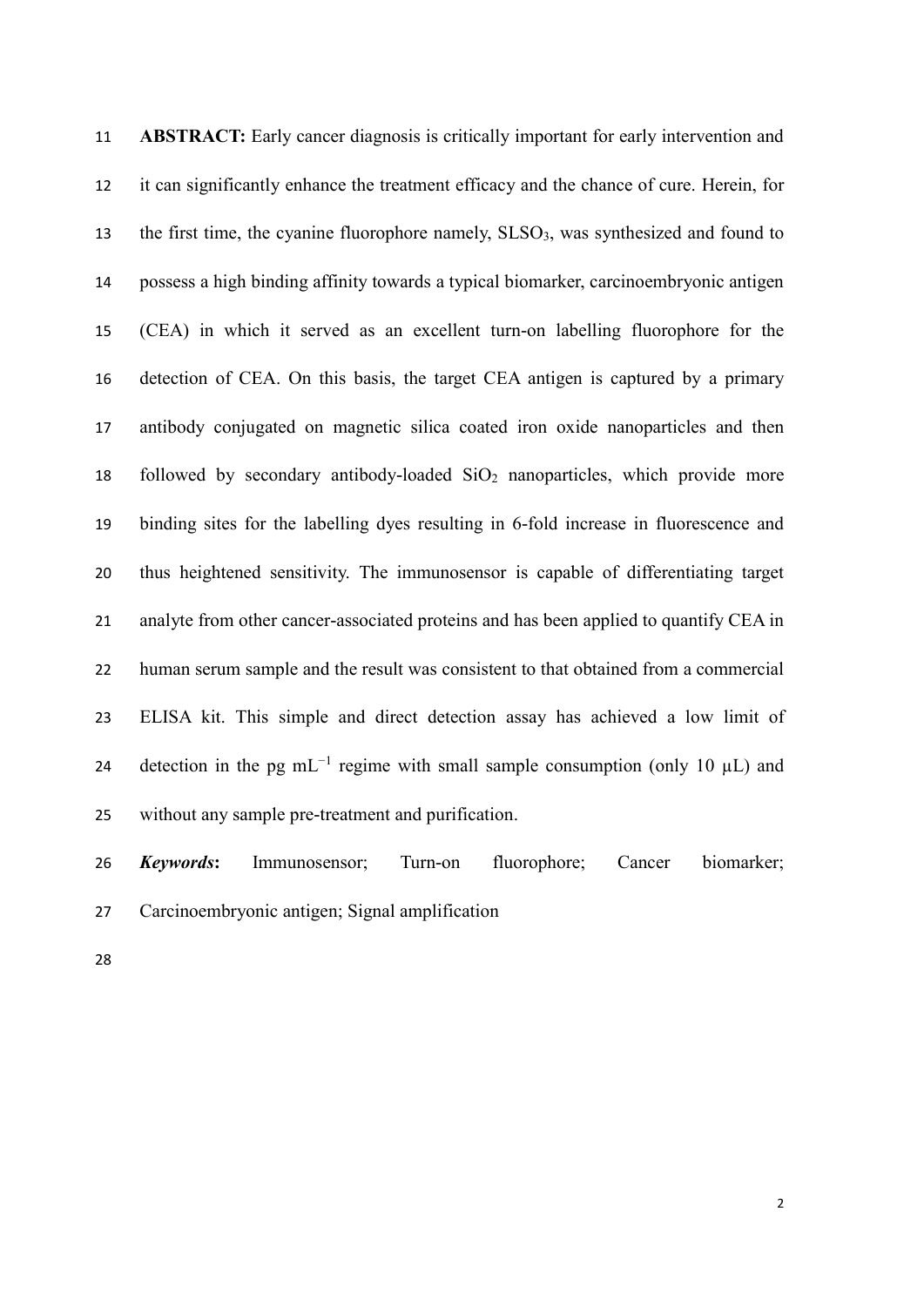**ABSTRACT:** Early cancer diagnosis is critically important for early intervention and it can significantly enhance the treatment efficacy and the chance of cure. Herein, for the first time, the cyanine fluorophore namely, $SLSO_3$, was synthesized and found to possess a high binding affinity towards a typical biomarker, carcinoembryonic antigen (CEA) in which it served as an excellent turn-on labelling fluorophore for the detection of CEA. On this basis, the target CEA antigen is captured by a primary antibody conjugated on magnetic silica coated iron oxide nanoparticles and then followed by secondary antibody-loaded $SiO_2$ nanoparticles, which provide more binding sites for the labelling dyes resulting in 6-fold increase in fluorescence and thus heightened sensitivity. The immunosensor is capable of differentiating target analyte from other cancer-associated proteins and has been applied to quantify CEA in human serum sample and the result was consistent to that obtained from a commercial ELISA kit. This simple and direct detection assay has achieved a low limit of detection in the pg $mL^{-1}$ regime with small sample consumption (only 10 μL) and without any sample pre-treatment and purification.

***Keywords*:** Immunosensor; Turn-on fluorophore; Cancer biomarker; Carcinoembryonic antigen; Signal amplification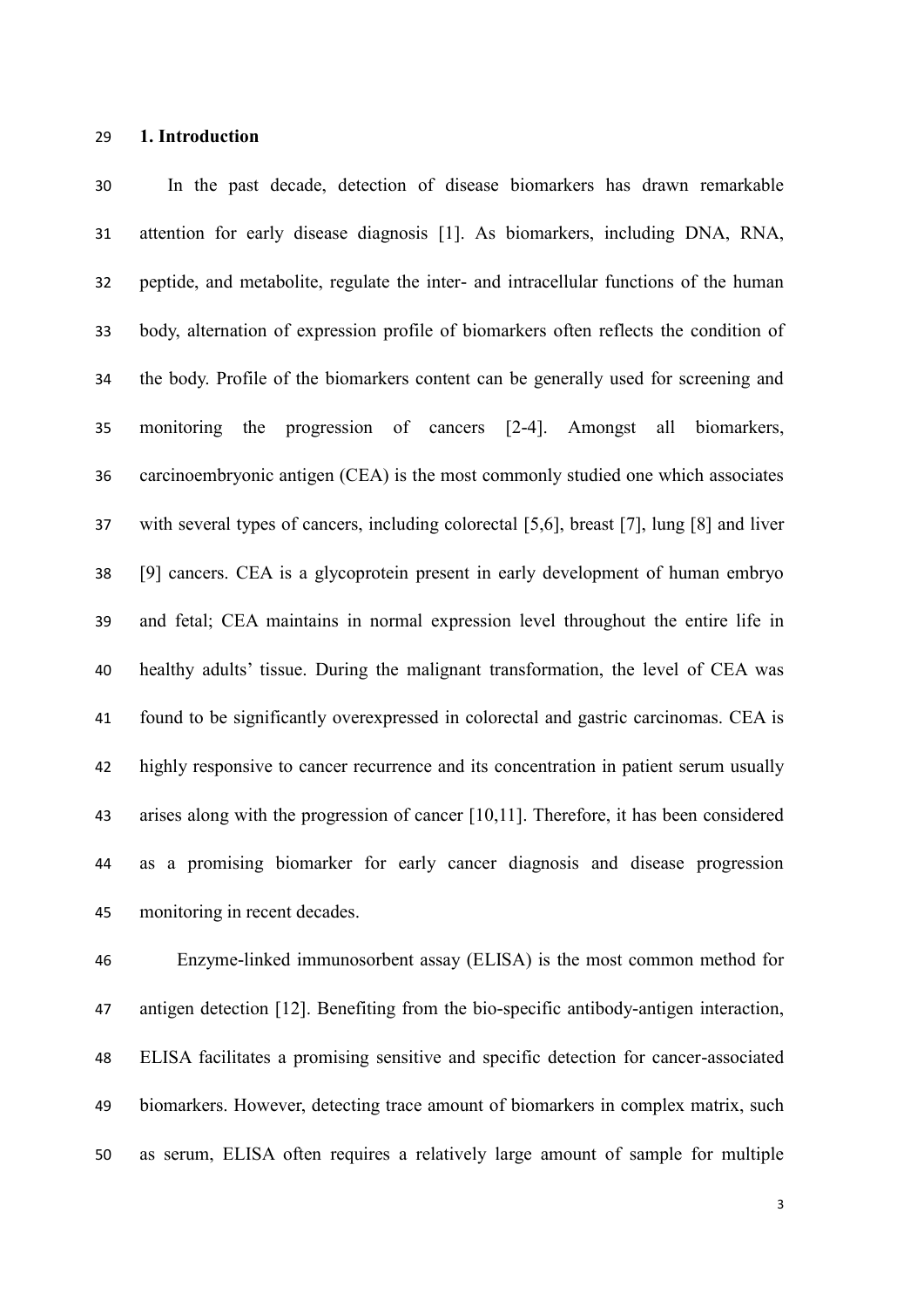## 1. Introduction

In the past decade, detection of disease biomarkers has drawn remarkable attention for early disease diagnosis [1]. As biomarkers, including DNA, RNA, peptide, and metabolite, regulate the inter- and intracellular functions of the human body, alternation of expression profile of biomarkers often reflects the condition of the body. Profile of the biomarkers content can be generally used for screening and monitoring the progression of cancers [2-4]. Amongst all biomarkers, carcinoembryonic antigen (CEA) is the most commonly studied one which associates with several types of cancers, including colorectal [5,6], breast [7], lung [8] and liver [9] cancers. CEA is a glycoprotein present in early development of human embryo and fetal; CEA maintains in normal expression level throughout the entire life in healthy adults' tissue. During the malignant transformation, the level of CEA was found to be significantly overexpressed in colorectal and gastric carcinomas. CEA is highly responsive to cancer recurrence and its concentration in patient serum usually arises along with the progression of cancer [10,11]. Therefore, it has been considered as a promising biomarker for early cancer diagnosis and disease progression monitoring in recent decades.

Enzyme-linked immunosorbent assay (ELISA) is the most common method for antigen detection [12]. Benefiting from the bio-specific antibody-antigen interaction, ELISA facilitates a promising sensitive and specific detection for cancer-associated biomarkers. However, detecting trace amount of biomarkers in complex matrix, such as serum, ELISA often requires a relatively large amount of sample for multiple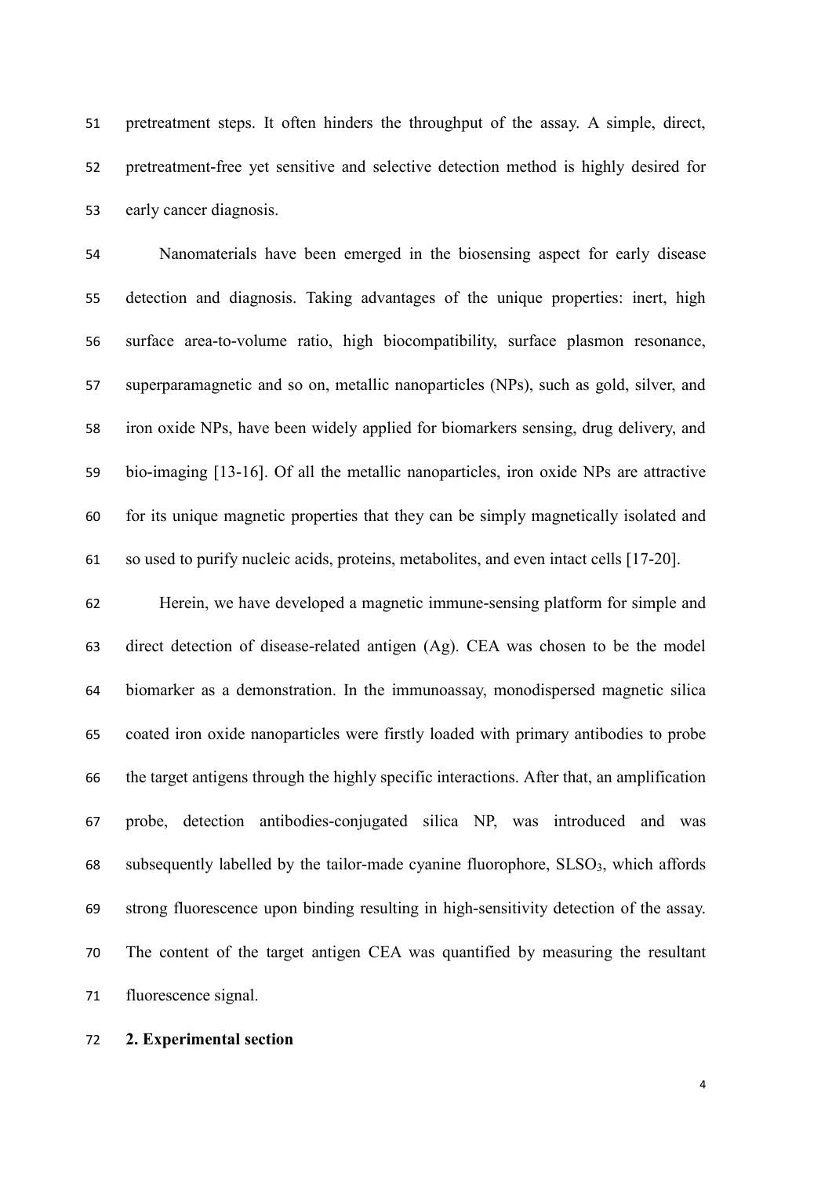pretreatment steps. It often hinders the throughput of the assay. A simple, direct, pretreatment-free yet sensitive and selective detection method is highly desired for early cancer diagnosis.

Nanomaterials have been emerged in the biosensing aspect for early disease detection and diagnosis. Taking advantages of the unique properties: inert, high surface area-to-volume ratio, high biocompatibility, surface plasmon resonance, superparamagnetic and so on, metallic nanoparticles (NPs), such as gold, silver, and iron oxide NPs, have been widely applied for biomarkers sensing, drug delivery, and bio-imaging [13-16]. Of all the metallic nanoparticles, iron oxide NPs are attractive for its unique magnetic properties that they can be simply magnetically isolated and so used to purify nucleic acids, proteins, metabolites, and even intact cells [17-20].

Herein, we have developed a magnetic immune-sensing platform for simple and direct detection of disease-related antigen (Ag). CEA was chosen to be the model biomarker as a demonstration. In the immunoassay, monodispersed magnetic silica coated iron oxide nanoparticles were firstly loaded with primary antibodies to probe the target antigens through the highly specific interactions. After that, an amplification probe, detection antibodies-conjugated silica NP, was introduced and was subsequently labelled by the tailor-made cyanine fluorophore, $SLSO_3$, which affords strong fluorescence upon binding resulting in high-sensitivity detection of the assay. The content of the target antigen CEA was quantified by measuring the resultant fluorescence signal.

## 2. Experimental section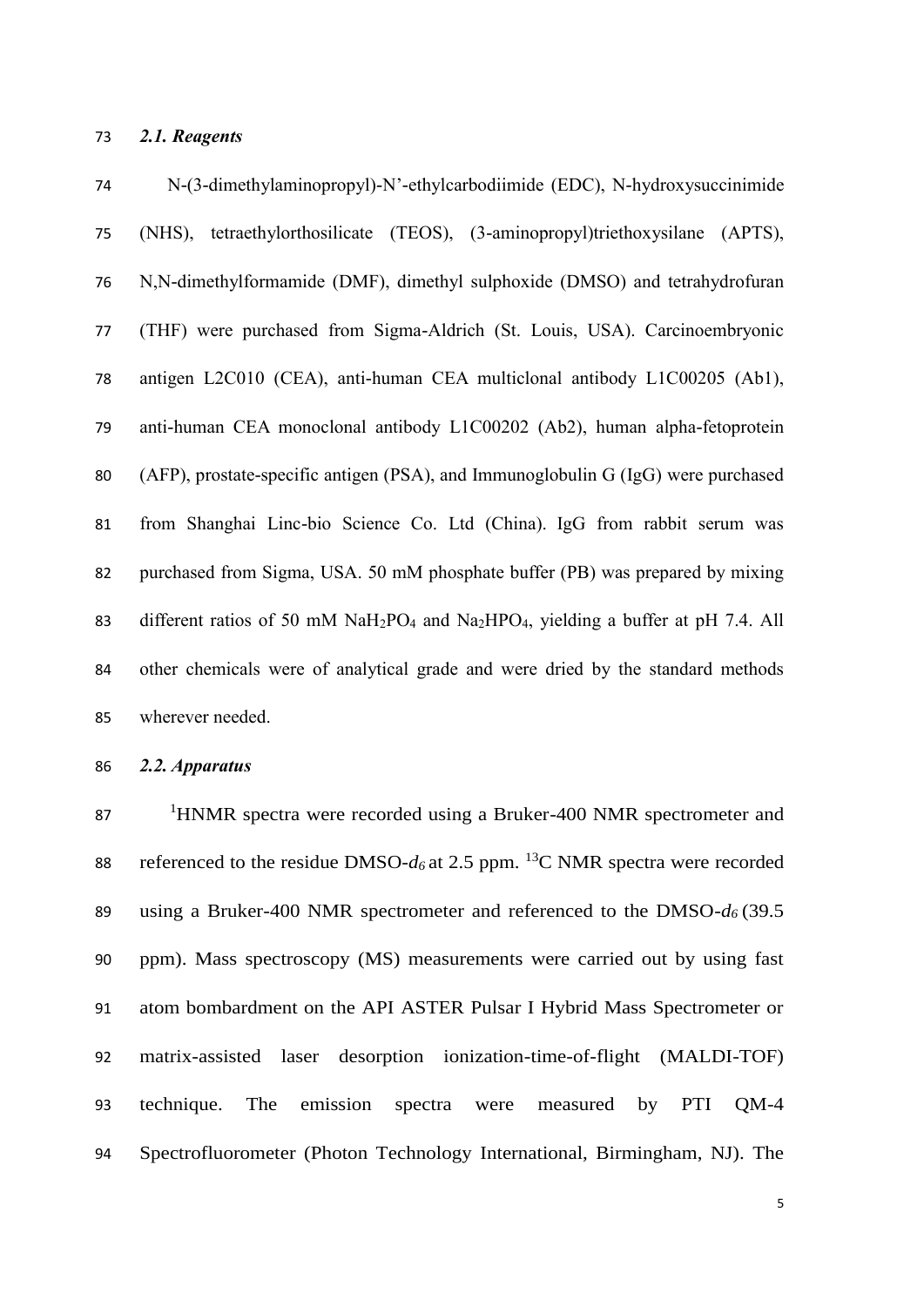### *2.1. Reagents*

N-(3-dimethylaminopropyl)-N'-ethylcarbodiimide (EDC), N-hydroxysuccinimide (NHS), tetraethylorthosilicate (TEOS), (3-aminopropyl)triethoxysilane (APTS), N,N-dimethylformamide (DMF), dimethyl sulphoxide (DMSO) and tetrahydrofuran (THF) were purchased from Sigma-Aldrich (St. Louis, USA). Carcinoembryonic antigen L2C010 (CEA), anti-human CEA multiclonal antibody L1C00205 (Ab1), anti-human CEA monoclonal antibody L1C00202 (Ab2), human alpha-fetoprotein (AFP), prostate-specific antigen (PSA), and Immunoglobulin G (IgG) were purchased from Shanghai Linc-bio Science Co. Ltd (China). IgG from rabbit serum was purchased from Sigma, USA. 50 mM phosphate buffer (PB) was prepared by mixing different ratios of 50 mM $NaH_2PO_4$ and $Na_2HPO_4$, yielding a buffer at pH 7.4. All other chemicals were of analytical grade and were dried by the standard methods wherever needed.

### *2.2. Apparatus*

$^1$HNMR spectra were recorded using a Bruker-400 NMR spectrometer and referenced to the residue DMSO-$d_6$ at 2.5 ppm. $^{13}$C NMR spectra were recorded using a Bruker-400 NMR spectrometer and referenced to the DMSO-$d_6$ (39.5 ppm). Mass spectroscopy (MS) measurements were carried out by using fast atom bombardment on the API ASTER Pulsar I Hybrid Mass Spectrometer or matrix-assisted laser desorption ionization-time-of-flight (MALDI-TOF) technique. The emission spectra were measured by PTI QM-4 Spectrofluorometer (Photon Technology International, Birmingham, NJ). The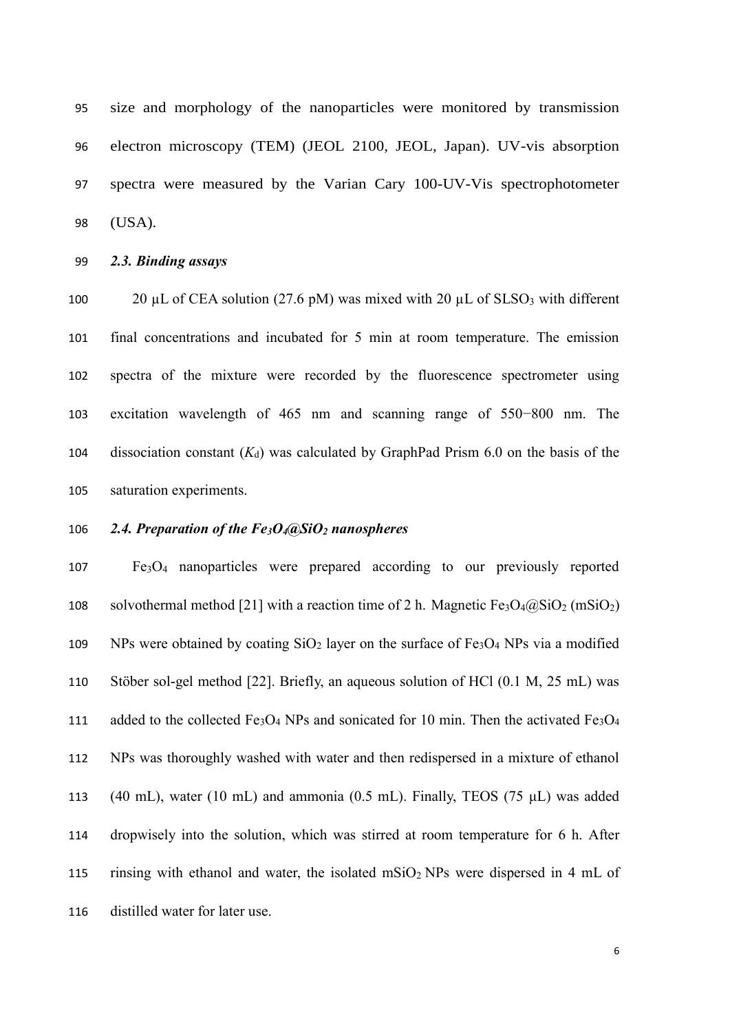size and morphology of the nanoparticles were monitored by transmission electron microscopy (TEM) (JEOL 2100, JEOL, Japan). UV-vis absorption spectra were measured by the Varian Cary 100-UV-Vis spectrophotometer (USA).

### *2.3. Binding assays*

20 μL of CEA solution (27.6 pM) was mixed with 20 μL of $SLSO_3$ with different final concentrations and incubated for 5 min at room temperature. The emission spectra of the mixture were recorded by the fluorescence spectrometer using excitation wavelength of 465 nm and scanning range of 550−800 nm. The dissociation constant ($K_d$) was calculated by GraphPad Prism 6.0 on the basis of the saturation experiments.

### *2.4. Preparation of the $Fe_3O_4$@$SiO_2$ nanospheres*

$Fe_3O_4$ nanoparticles were prepared according to our previously reported solvothermal method [21] with a reaction time of 2 h. Magnetic $Fe_3O_4$@$SiO_2$ ($mSiO_2$) NPs were obtained by coating $SiO_2$ layer on the surface of $Fe_3O_4$ NPs via a modified Stöber sol-gel method [22]. Briefly, an aqueous solution of HCl (0.1 M, 25 mL) was added to the collected $Fe_3O_4$ NPs and sonicated for 10 min. Then the activated $Fe_3O_4$ NPs was thoroughly washed with water and then redispersed in a mixture of ethanol (40 mL), water (10 mL) and ammonia (0.5 mL). Finally, TEOS (75 μL) was added dropwisely into the solution, which was stirred at room temperature for 6 h. After rinsing with ethanol and water, the isolated $mSiO_2$ NPs were dispersed in 4 mL of distilled water for later use.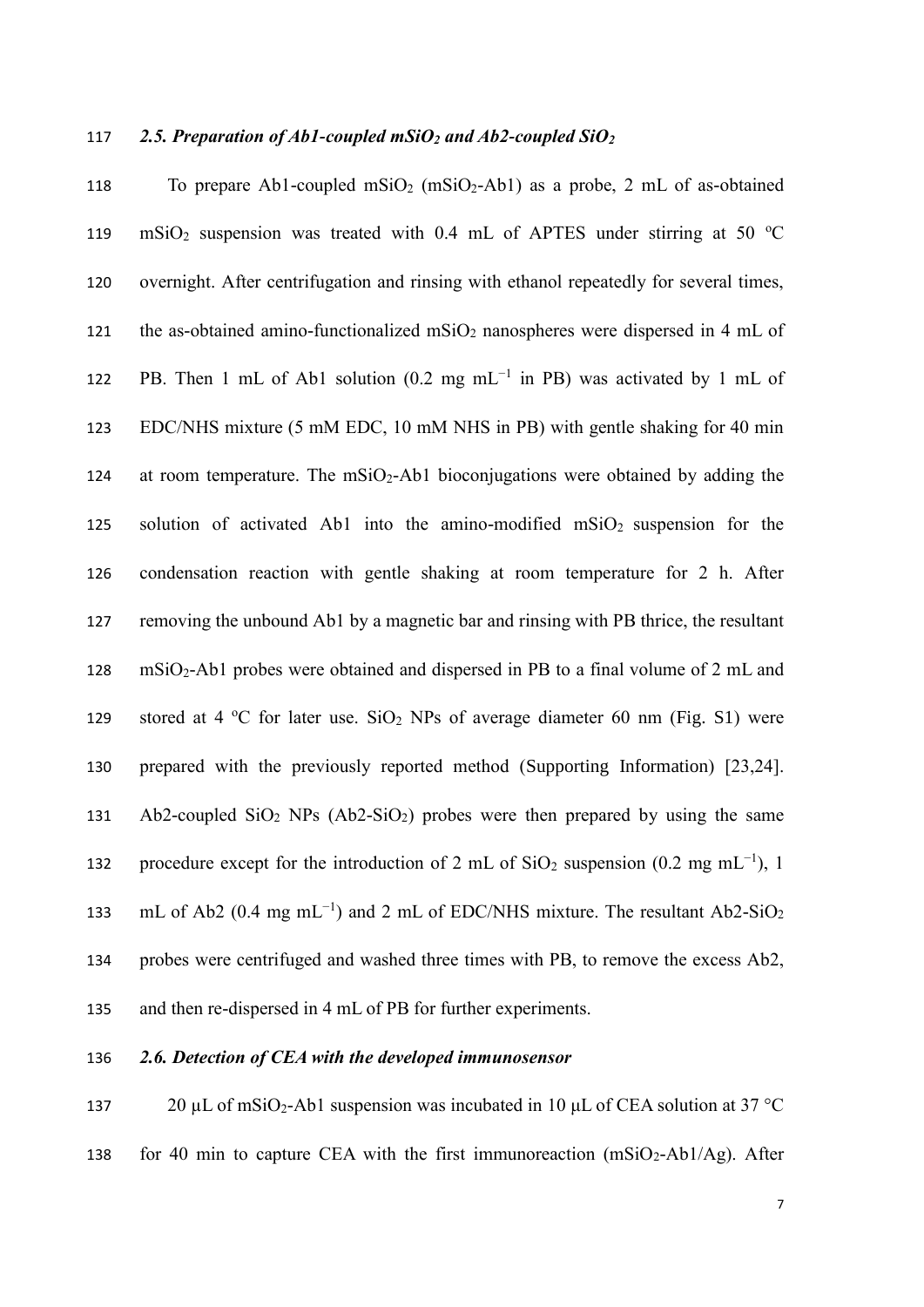### *2.5. Preparation of Ab1-coupled mSiO$_2$ and Ab2-coupled SiO$_2$*

To prepare Ab1-coupled mSiO$_2$ (mSiO$_2$-Ab1) as a probe, 2 mL of as-obtained mSiO$_2$ suspension was treated with 0.4 mL of APTES under stirring at 50 ºC overnight. After centrifugation and rinsing with ethanol repeatedly for several times, the as-obtained amino-functionalized mSiO$_2$ nanospheres were dispersed in 4 mL of PB. Then 1 mL of Ab1 solution (0.2 mg mL$^{-1}$ in PB) was activated by 1 mL of EDC/NHS mixture (5 mM EDC, 10 mM NHS in PB) with gentle shaking for 40 min at room temperature. The mSiO$_2$-Ab1 bioconjugations were obtained by adding the solution of activated Ab1 into the amino-modified mSiO$_2$ suspension for the condensation reaction with gentle shaking at room temperature for 2 h. After removing the unbound Ab1 by a magnetic bar and rinsing with PB thrice, the resultant mSiO$_2$-Ab1 probes were obtained and dispersed in PB to a final volume of 2 mL and stored at 4 ºC for later use. SiO$_2$ NPs of average diameter 60 nm (Fig. S1) were prepared with the previously reported method (Supporting Information) [23,24]. Ab2-coupled SiO$_2$ NPs (Ab2-SiO$_2$) probes were then prepared by using the same procedure except for the introduction of 2 mL of SiO$_2$ suspension (0.2 mg mL$^{-1}$), 1 mL of Ab2 (0.4 mg mL$^{-1}$) and 2 mL of EDC/NHS mixture. The resultant Ab2-SiO$_2$ probes were centrifuged and washed three times with PB, to remove the excess Ab2, and then re-dispersed in 4 mL of PB for further experiments.

### *2.6. Detection of CEA with the developed immunosensor*

20 μL of mSiO$_2$-Ab1 suspension was incubated in 10 μL of CEA solution at 37 °C for 40 min to capture CEA with the first immunoreaction (mSiO$_2$-Ab1/Ag). After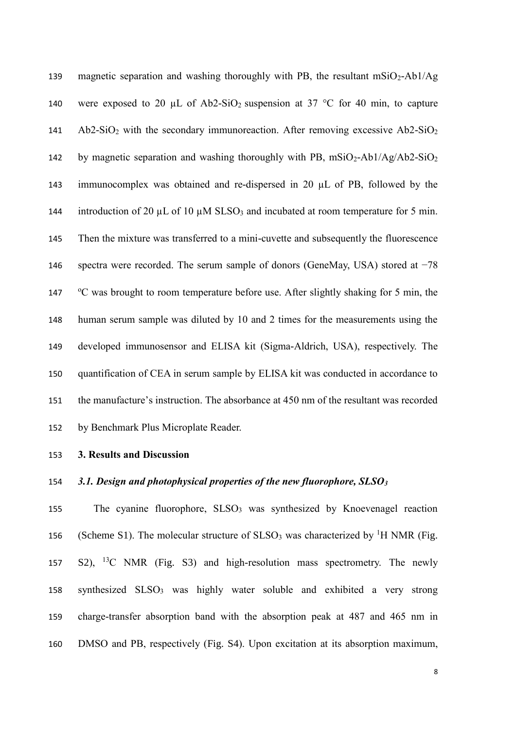magnetic separation and washing thoroughly with PB, the resultant $mSiO_2$-Ab1/Ag were exposed to 20 μL of Ab2-$SiO_2$ suspension at 37 °C for 40 min, to capture Ab2-$SiO_2$ with the secondary immunoreaction. After removing excessive Ab2-$SiO_2$ by magnetic separation and washing thoroughly with PB, $mSiO_2$-Ab1/Ag/Ab2-$SiO_2$ immunocomplex was obtained and re-dispersed in 20 μL of PB, followed by the introduction of 20 μL of 10 μM $SLSO_3$ and incubated at room temperature for 5 min. Then the mixture was transferred to a mini-cuvette and subsequently the fluorescence spectra were recorded. The serum sample of donors (GeneMay, USA) stored at −78 ºC was brought to room temperature before use. After slightly shaking for 5 min, the human serum sample was diluted by 10 and 2 times for the measurements using the developed immunosensor and ELISA kit (Sigma-Aldrich, USA), respectively. The quantification of CEA in serum sample by ELISA kit was conducted in accordance to the manufacture's instruction. The absorbance at 450 nm of the resultant was recorded by Benchmark Plus Microplate Reader.

## 3. Results and Discussion

### *3.1. Design and photophysical properties of the new fluorophore, $SLSO_3$*

The cyanine fluorophore, $SLSO_3$ was synthesized by Knoevenagel reaction (Scheme S1). The molecular structure of $SLSO_3$ was characterized by $^1$H NMR (Fig. S2), $^{13}$C NMR (Fig. S3) and high-resolution mass spectrometry. The newly synthesized $SLSO_3$ was highly water soluble and exhibited a very strong charge-transfer absorption band with the absorption peak at 487 and 465 nm in DMSO and PB, respectively (Fig. S4). Upon excitation at its absorption maximum,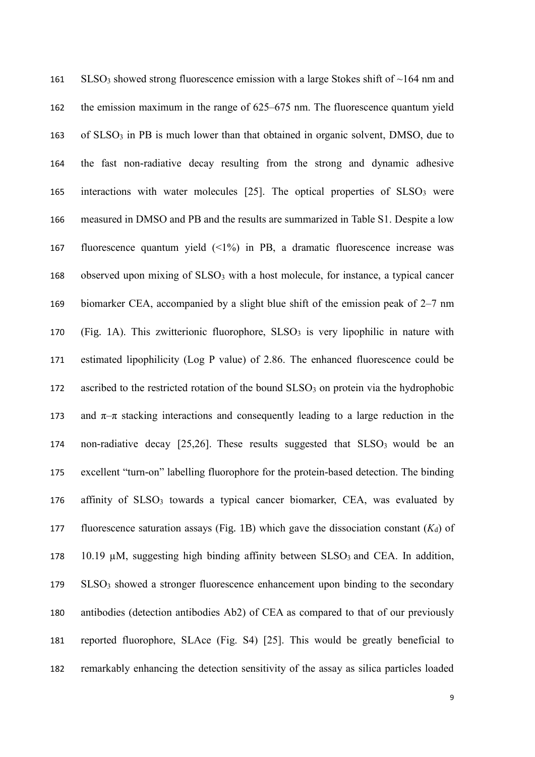$SLSO_3$ showed strong fluorescence emission with a large Stokes shift of ~164 nm and the emission maximum in the range of 625–675 nm. The fluorescence quantum yield of $SLSO_3$ in PB is much lower than that obtained in organic solvent, DMSO, due to the fast non-radiative decay resulting from the strong and dynamic adhesive interactions with water molecules [25]. The optical properties of $SLSO_3$ were measured in DMSO and PB and the results are summarized in Table S1. Despite a low fluorescence quantum yield (<1%) in PB, a dramatic fluorescence increase was observed upon mixing of $SLSO_3$ with a host molecule, for instance, a typical cancer biomarker CEA, accompanied by a slight blue shift of the emission peak of 2–7 nm (Fig. 1A). This zwitterionic fluorophore, $SLSO_3$ is very lipophilic in nature with estimated lipophilicity (Log P value) of 2.86. The enhanced fluorescence could be ascribed to the restricted rotation of the bound $SLSO_3$ on protein via the hydrophobic and π–π stacking interactions and consequently leading to a large reduction in the non-radiative decay [25,26]. These results suggested that $SLSO_3$ would be an excellent "turn-on" labelling fluorophore for the protein-based detection. The binding affinity of $SLSO_3$ towards a typical cancer biomarker, CEA, was evaluated by fluorescence saturation assays (Fig. 1B) which gave the dissociation constant ($K_d$) of 10.19 μM, suggesting high binding affinity between $SLSO_3$ and CEA. In addition, $SLSO_3$ showed a stronger fluorescence enhancement upon binding to the secondary antibodies (detection antibodies Ab2) of CEA as compared to that of our previously reported fluorophore, SLAce (Fig. S4) [25]. This would be greatly beneficial to remarkably enhancing the detection sensitivity of the assay as silica particles loaded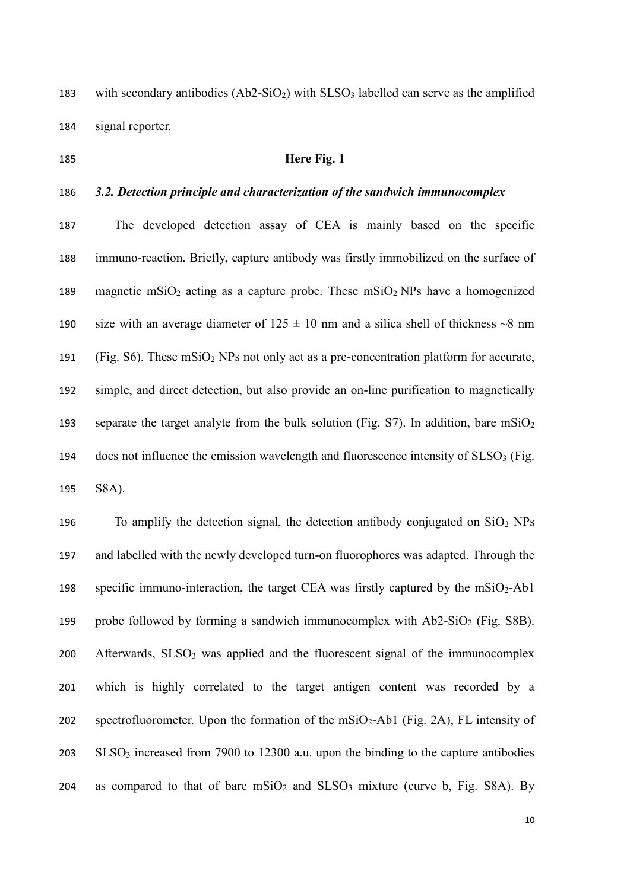with secondary antibodies (Ab2-$SiO_2$) with $SLSO_3$ labelled can serve as the amplified signal reporter.

**Here Fig. 1**

### *3.2. Detection principle and characterization of the sandwich immunocomplex*

The developed detection assay of CEA is mainly based on the specific immuno-reaction. Briefly, capture antibody was firstly immobilized on the surface of magnetic m$SiO_2$ acting as a capture probe. These m$SiO_2$ NPs have a homogenized size with an average diameter of $125 \pm 10$ nm and a silica shell of thickness ~8 nm (Fig. S6). These m$SiO_2$ NPs not only act as a pre-concentration platform for accurate, simple, and direct detection, but also provide an on-line purification to magnetically separate the target analyte from the bulk solution (Fig. S7). In addition, bare m$SiO_2$ does not influence the emission wavelength and fluorescence intensity of $SLSO_3$ (Fig. S8A).

To amplify the detection signal, the detection antibody conjugated on $SiO_2$ NPs and labelled with the newly developed turn-on fluorophores was adapted. Through the specific immuno-interaction, the target CEA was firstly captured by the m$SiO_2$-Ab1 probe followed by forming a sandwich immunocomplex with Ab2-$SiO_2$ (Fig. S8B). Afterwards, $SLSO_3$ was applied and the fluorescent signal of the immunocomplex which is highly correlated to the target antigen content was recorded by a spectrofluorometer. Upon the formation of the m$SiO_2$-Ab1 (Fig. 2A), FL intensity of $SLSO_3$ increased from 7900 to 12300 a.u. upon the binding to the capture antibodies as compared to that of bare m$SiO_2$ and $SLSO_3$ mixture (curve b, Fig. S8A). By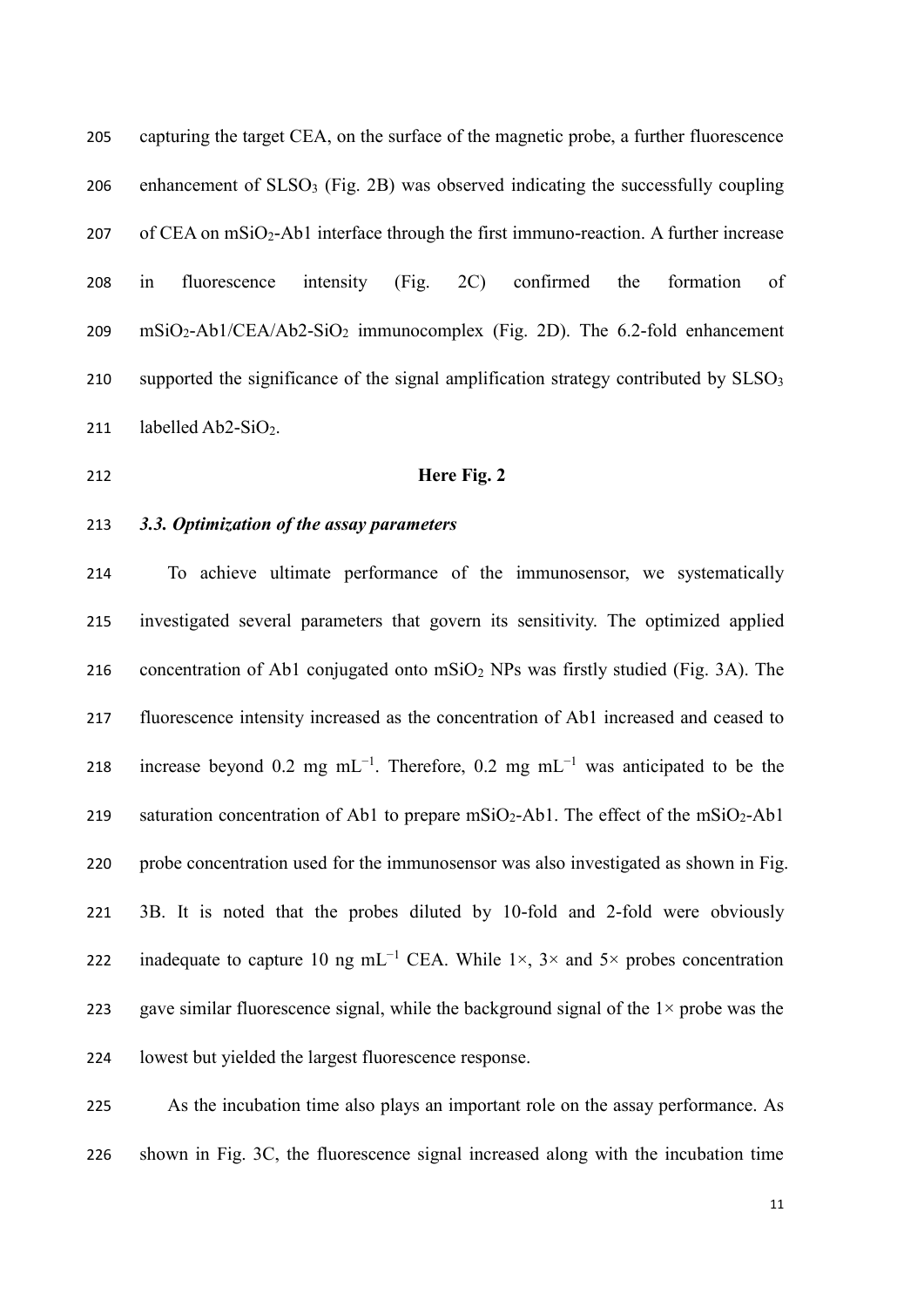capturing the target CEA, on the surface of the magnetic probe, a further fluorescence enhancement of $SLSO_3$ (Fig. 2B) was observed indicating the successfully coupling of CEA on $mSiO_2$-Ab1 interface through the first immuno-reaction. A further increase in fluorescence intensity (Fig. 2C) confirmed the formation of $mSiO_2$-Ab1/CEA/Ab2-$SiO_2$ immunocomplex (Fig. 2D). The 6.2-fold enhancement supported the significance of the signal amplification strategy contributed by $SLSO_3$ labelled Ab2-$SiO_2$.

**Here Fig. 2**

### *3.3. Optimization of the assay parameters*

To achieve ultimate performance of the immunosensor, we systematically investigated several parameters that govern its sensitivity. The optimized applied concentration of Ab1 conjugated onto $mSiO_2$ NPs was firstly studied (Fig. 3A). The fluorescence intensity increased as the concentration of Ab1 increased and ceased to increase beyond 0.2 mg $mL^{-1}$. Therefore, 0.2 mg $mL^{-1}$ was anticipated to be the saturation concentration of Ab1 to prepare $mSiO_2$-Ab1. The effect of the $mSiO_2$-Ab1 probe concentration used for the immunosensor was also investigated as shown in Fig. 3B. It is noted that the probes diluted by 10-fold and 2-fold were obviously inadequate to capture 10 ng $mL^{-1}$ CEA. While 1×, 3× and 5× probes concentration gave similar fluorescence signal, while the background signal of the 1× probe was the lowest but yielded the largest fluorescence response.

As the incubation time also plays an important role on the assay performance. As shown in Fig. 3C, the fluorescence signal increased along with the incubation time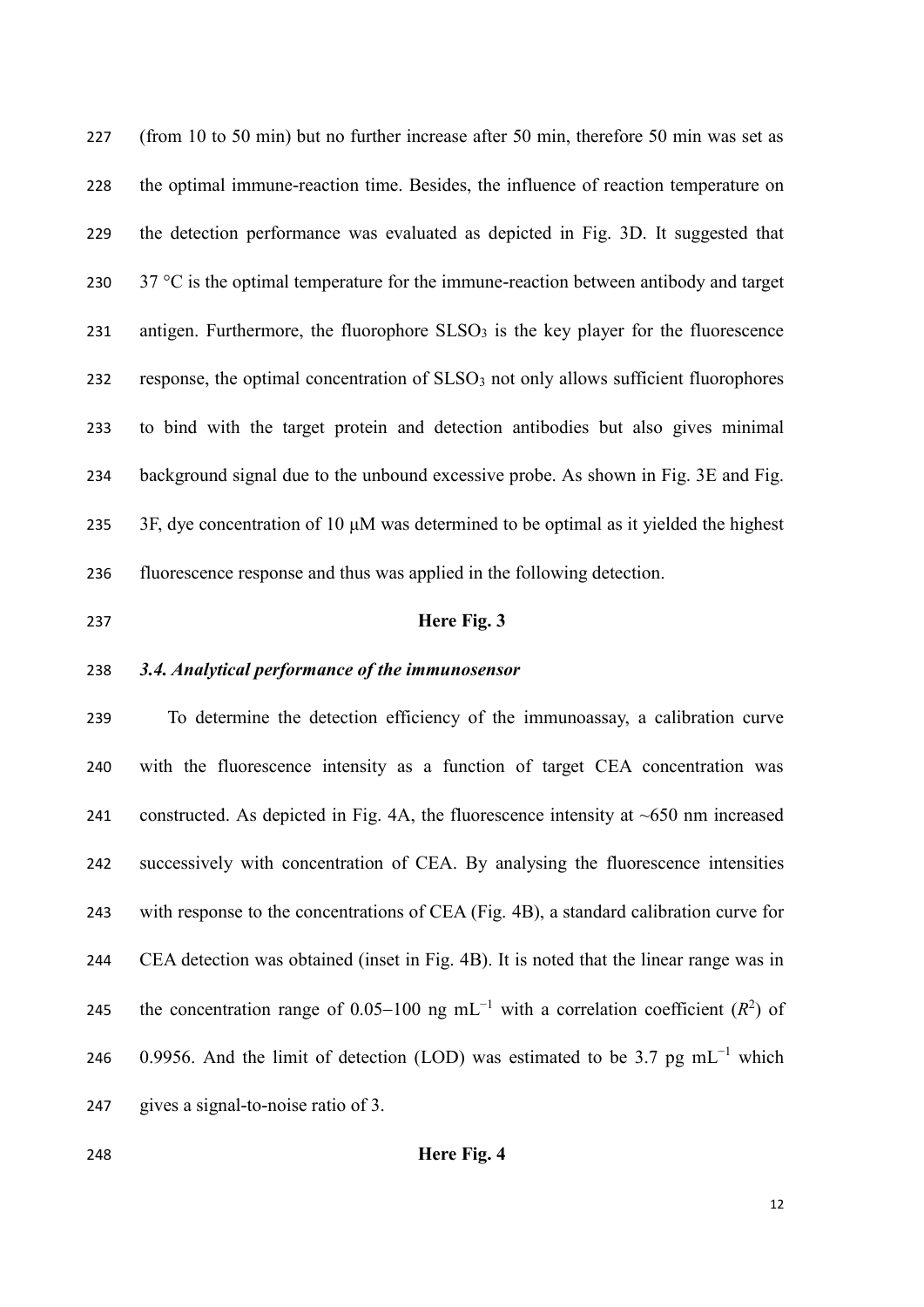(from 10 to 50 min) but no further increase after 50 min, therefore 50 min was set as the optimal immune-reaction time. Besides, the influence of reaction temperature on the detection performance was evaluated as depicted in Fig. 3D. It suggested that 37 °C is the optimal temperature for the immune-reaction between antibody and target antigen. Furthermore, the fluorophore $SLSO_3$ is the key player for the fluorescence response, the optimal concentration of $SLSO_3$ not only allows sufficient fluorophores to bind with the target protein and detection antibodies but also gives minimal background signal due to the unbound excessive probe. As shown in Fig. 3E and Fig. 3F, dye concentration of 10 μM was determined to be optimal as it yielded the highest fluorescence response and thus was applied in the following detection.

**Here Fig. 3**

### *3.4. Analytical performance of the immunosensor*

To determine the detection efficiency of the immunoassay, a calibration curve with the fluorescence intensity as a function of target CEA concentration was constructed. As depicted in Fig. 4A, the fluorescence intensity at ~650 nm increased successively with concentration of CEA. By analysing the fluorescence intensities with response to the concentrations of CEA (Fig. 4B), a standard calibration curve for CEA detection was obtained (inset in Fig. 4B). It is noted that the linear range was in the concentration range of 0.05−100 ng $mL^{-1}$ with a correlation coefficient ($R^2$) of 0.9956. And the limit of detection (LOD) was estimated to be 3.7 pg $mL^{-1}$ which gives a signal-to-noise ratio of 3.

**Here Fig. 4**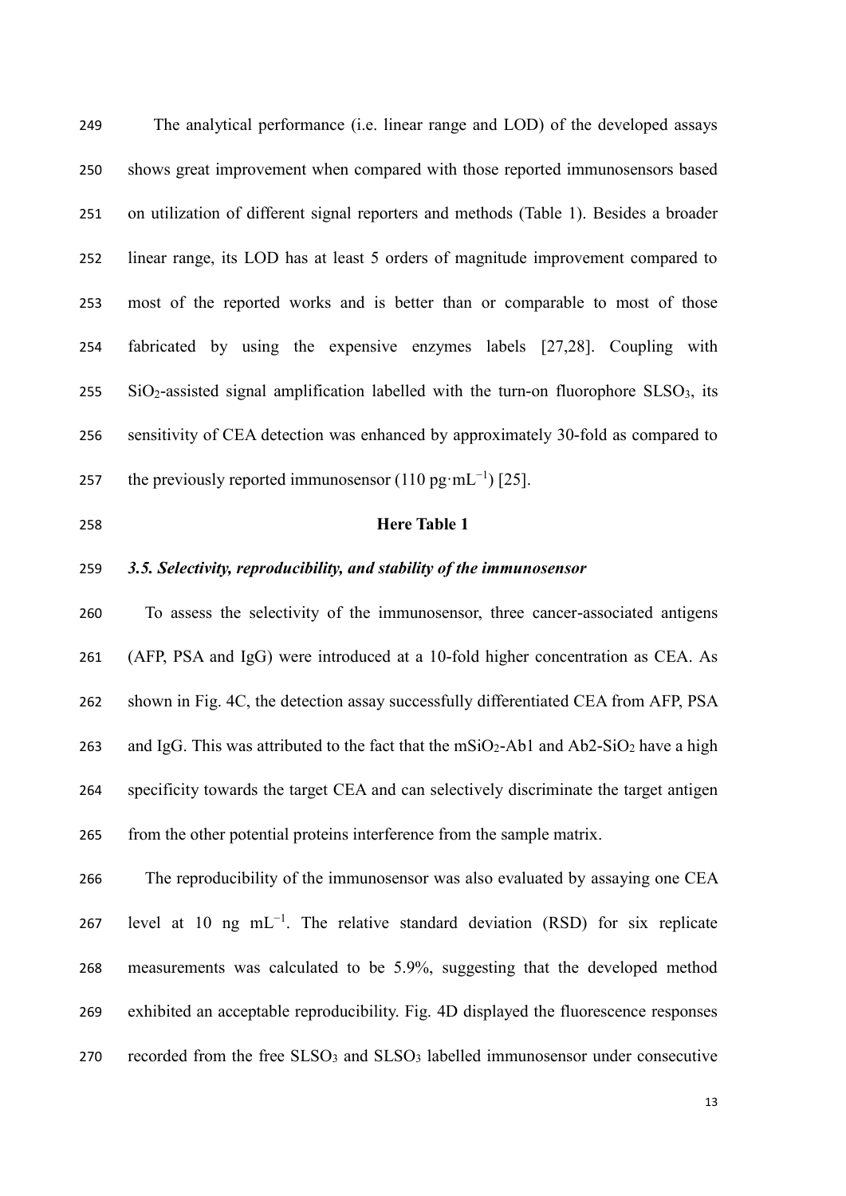The analytical performance (i.e. linear range and LOD) of the developed assays shows great improvement when compared with those reported immunosensors based on utilization of different signal reporters and methods (Table 1). Besides a broader linear range, its LOD has at least 5 orders of magnitude improvement compared to most of the reported works and is better than or comparable to most of those fabricated by using the expensive enzymes labels [27,28]. Coupling with $SiO_2$-assisted signal amplification labelled with the turn-on fluorophore $SLSO_3$, its sensitivity of CEA detection was enhanced by approximately 30-fold as compared to the previously reported immunosensor (110 pg·mL$^{-1}$) [25].

**Here Table 1**

### *3.5. Selectivity, reproducibility, and stability of the immunosensor*

To assess the selectivity of the immunosensor, three cancer-associated antigens (AFP, PSA and IgG) were introduced at a 10-fold higher concentration as CEA. As shown in Fig. 4C, the detection assay successfully differentiated CEA from AFP, PSA and IgG. This was attributed to the fact that the m$SiO_2$-Ab1 and Ab2-$SiO_2$ have a high specificity towards the target CEA and can selectively discriminate the target antigen from the other potential proteins interference from the sample matrix.

The reproducibility of the immunosensor was also evaluated by assaying one CEA level at 10 ng mL$^{-1}$. The relative standard deviation (RSD) for six replicate measurements was calculated to be 5.9%, suggesting that the developed method exhibited an acceptable reproducibility. Fig. 4D displayed the fluorescence responses recorded from the free $SLSO_3$ and $SLSO_3$ labelled immunosensor under consecutive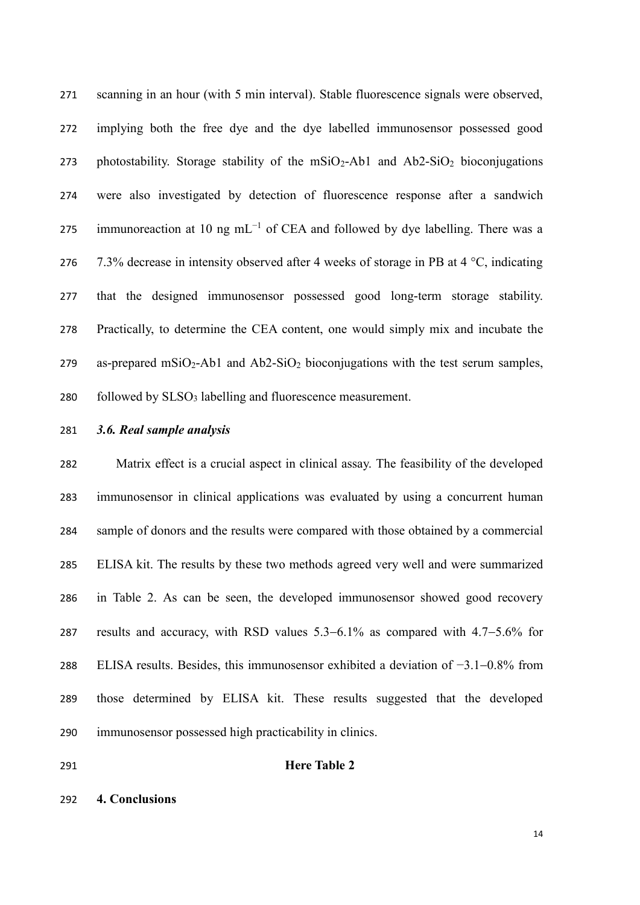scanning in an hour (with 5 min interval). Stable fluorescence signals were observed, implying both the free dye and the dye labelled immunosensor possessed good photostability. Storage stability of the $mSiO_2$-Ab1 and Ab2-$SiO_2$ bioconjugations were also investigated by detection of fluorescence response after a sandwich immunoreaction at 10 ng $mL^{-1}$ of CEA and followed by dye labelling. There was a 7.3% decrease in intensity observed after 4 weeks of storage in PB at 4 °C, indicating that the designed immunosensor possessed good long-term storage stability. Practically, to determine the CEA content, one would simply mix and incubate the as-prepared $mSiO_2$-Ab1 and Ab2-$SiO_2$ bioconjugations with the test serum samples, followed by $SLSO_3$ labelling and fluorescence measurement.

### *3.6. Real sample analysis*

Matrix effect is a crucial aspect in clinical assay. The feasibility of the developed immunosensor in clinical applications was evaluated by using a concurrent human sample of donors and the results were compared with those obtained by a commercial ELISA kit. The results by these two methods agreed very well and were summarized in Table 2. As can be seen, the developed immunosensor showed good recovery results and accuracy, with RSD values 5.3−6.1% as compared with 4.7−5.6% for ELISA results. Besides, this immunosensor exhibited a deviation of −3.1−0.8% from those determined by ELISA kit. These results suggested that the developed immunosensor possessed high practicability in clinics.

**Here Table 2**

## 4. Conclusions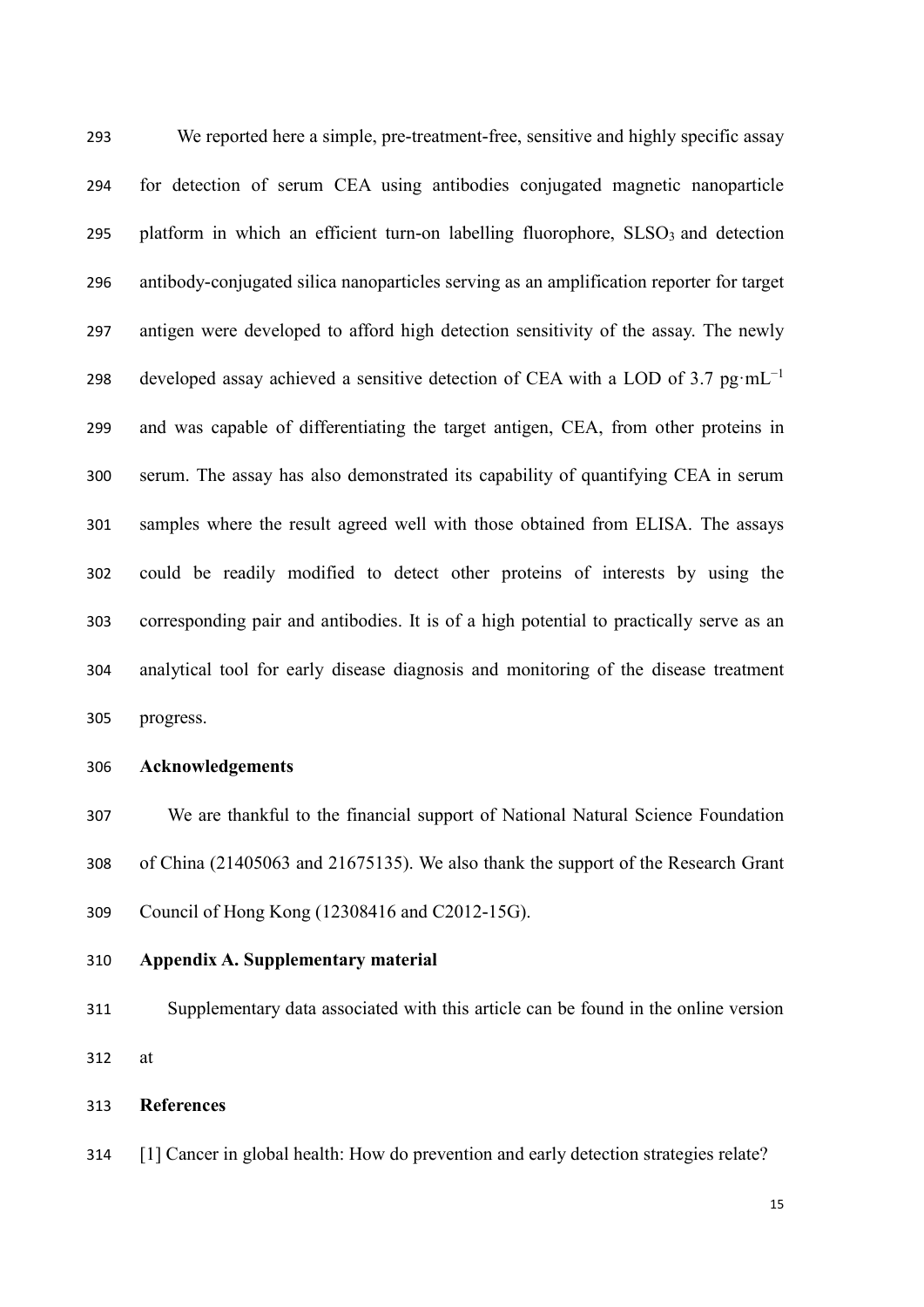We reported here a simple, pre-treatment-free, sensitive and highly specific assay for detection of serum CEA using antibodies conjugated magnetic nanoparticle platform in which an efficient turn-on labelling fluorophore, $SLSO_3$ and detection antibody-conjugated silica nanoparticles serving as an amplification reporter for target antigen were developed to afford high detection sensitivity of the assay. The newly developed assay achieved a sensitive detection of CEA with a LOD of 3.7 $pg \cdot mL^{-1}$ and was capable of differentiating the target antigen, CEA, from other proteins in serum. The assay has also demonstrated its capability of quantifying CEA in serum samples where the result agreed well with those obtained from ELISA. The assays could be readily modified to detect other proteins of interests by using the corresponding pair and antibodies. It is of a high potential to practically serve as an analytical tool for early disease diagnosis and monitoring of the disease treatment progress.

## Acknowledgements

We are thankful to the financial support of National Natural Science Foundation of China (21405063 and 21675135). We also thank the support of the Research Grant Council of Hong Kong (12308416 and C2012-15G).

## Appendix A. Supplementary material

Supplementary data associated with this article can be found in the online version at

## References

[1] Cancer in global health: How do prevention and early detection strategies relate?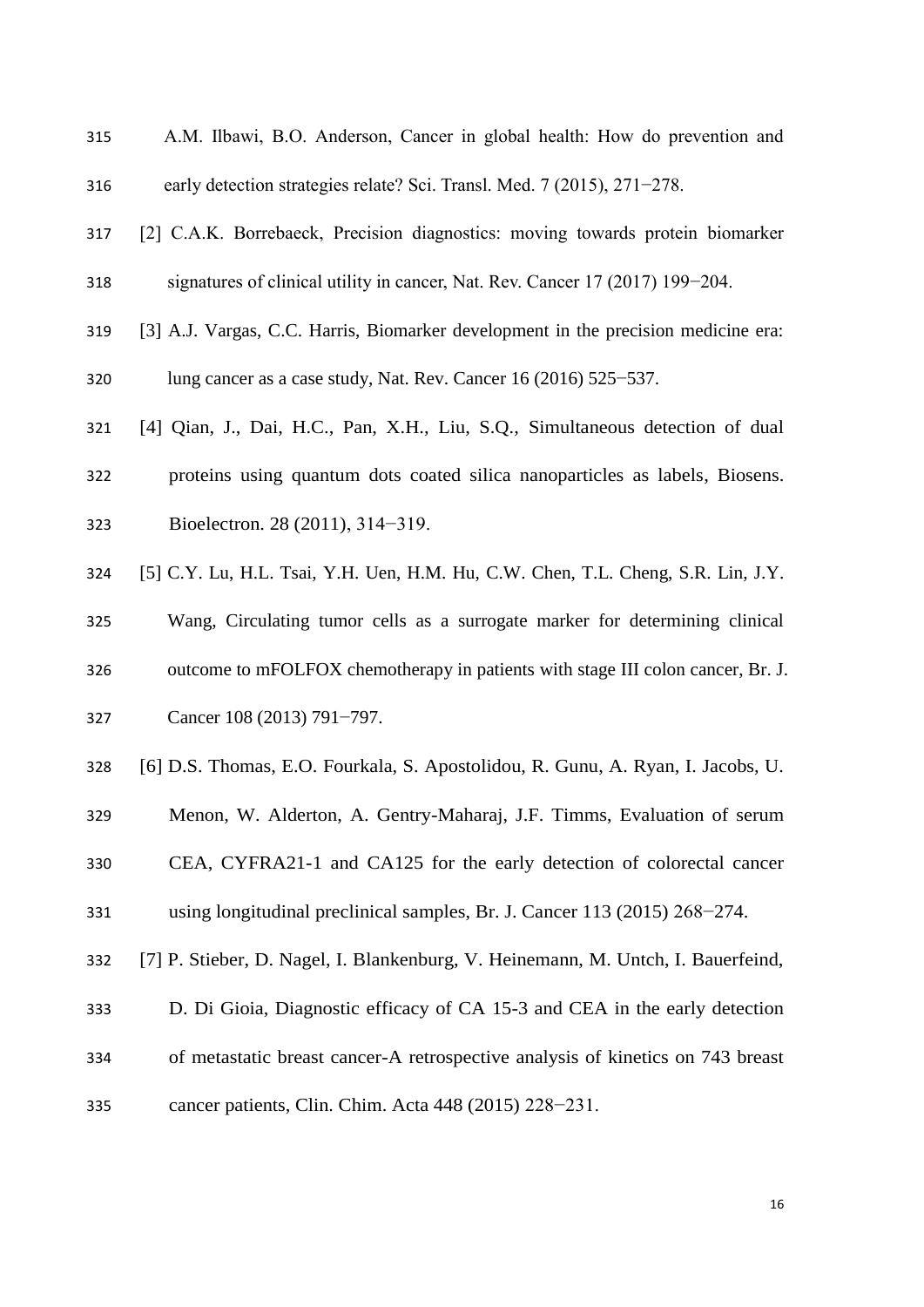A.M. Ilbawi, B.O. Anderson, Cancer in global health: How do prevention and early detection strategies relate? Sci. Transl. Med. 7 (2015), 271−278.

[2] C.A.K. Borrebaeck, Precision diagnostics: moving towards protein biomarker signatures of clinical utility in cancer, Nat. Rev. Cancer 17 (2017) 199−204.

[3] A.J. Vargas, C.C. Harris, Biomarker development in the precision medicine era: lung cancer as a case study, Nat. Rev. Cancer 16 (2016) 525−537.

[4] Qian, J., Dai, H.C., Pan, X.H., Liu, S.Q., Simultaneous detection of dual proteins using quantum dots coated silica nanoparticles as labels, Biosens. Bioelectron. 28 (2011), 314−319.

[5] C.Y. Lu, H.L. Tsai, Y.H. Uen, H.M. Hu, C.W. Chen, T.L. Cheng, S.R. Lin, J.Y. Wang, Circulating tumor cells as a surrogate marker for determining clinical outcome to mFOLFOX chemotherapy in patients with stage III colon cancer, Br. J. Cancer 108 (2013) 791−797.

[6] D.S. Thomas, E.O. Fourkala, S. Apostolidou, R. Gunu, A. Ryan, I. Jacobs, U. Menon, W. Alderton, A. Gentry-Maharaj, J.F. Timms, Evaluation of serum CEA, CYFRA21-1 and CA125 for the early detection of colorectal cancer using longitudinal preclinical samples, Br. J. Cancer 113 (2015) 268−274.

[7] P. Stieber, D. Nagel, I. Blankenburg, V. Heinemann, M. Untch, I. Bauerfeind, D. Di Gioia, Diagnostic efficacy of CA 15-3 and CEA in the early detection of metastatic breast cancer-A retrospective analysis of kinetics on 743 breast cancer patients, Clin. Chim. Acta 448 (2015) 228−231.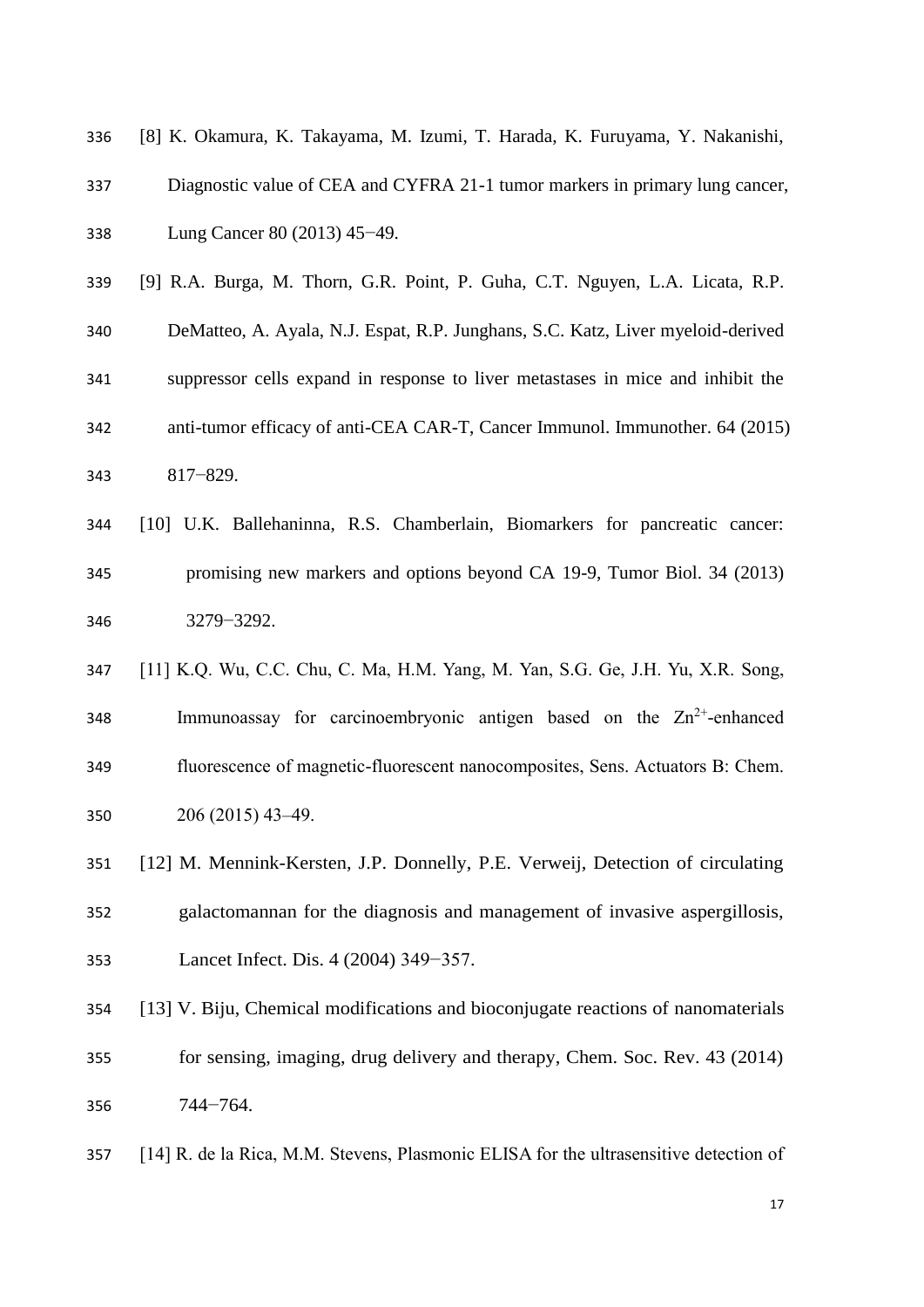[8] K. Okamura, K. Takayama, M. Izumi, T. Harada, K. Furuyama, Y. Nakanishi, Diagnostic value of CEA and CYFRA 21-1 tumor markers in primary lung cancer, Lung Cancer 80 (2013) 45−49.

[9] R.A. Burga, M. Thorn, G.R. Point, P. Guha, C.T. Nguyen, L.A. Licata, R.P. DeMatteo, A. Ayala, N.J. Espat, R.P. Junghans, S.C. Katz, Liver myeloid-derived suppressor cells expand in response to liver metastases in mice and inhibit the anti-tumor efficacy of anti-CEA CAR-T, Cancer Immunol. Immunother. 64 (2015) 817−829.

[10] U.K. Ballehaninna, R.S. Chamberlain, Biomarkers for pancreatic cancer: promising new markers and options beyond CA 19-9, Tumor Biol. 34 (2013) 3279−3292.

[11] K.Q. Wu, C.C. Chu, C. Ma, H.M. Yang, M. Yan, S.G. Ge, J.H. Yu, X.R. Song, Immunoassay for carcinoembryonic antigen based on the $Zn^{2+}$-enhanced fluorescence of magnetic-fluorescent nanocomposites, Sens. Actuators B: Chem. 206 (2015) 43–49.

[12] M. Mennink-Kersten, J.P. Donnelly, P.E. Verweij, Detection of circulating galactomannan for the diagnosis and management of invasive aspergillosis, Lancet Infect. Dis. 4 (2004) 349−357.

[13] V. Biju, Chemical modifications and bioconjugate reactions of nanomaterials for sensing, imaging, drug delivery and therapy, Chem. Soc. Rev. 43 (2014) 744−764.

[14] R. de la Rica, M.M. Stevens, Plasmonic ELISA for the ultrasensitive detection of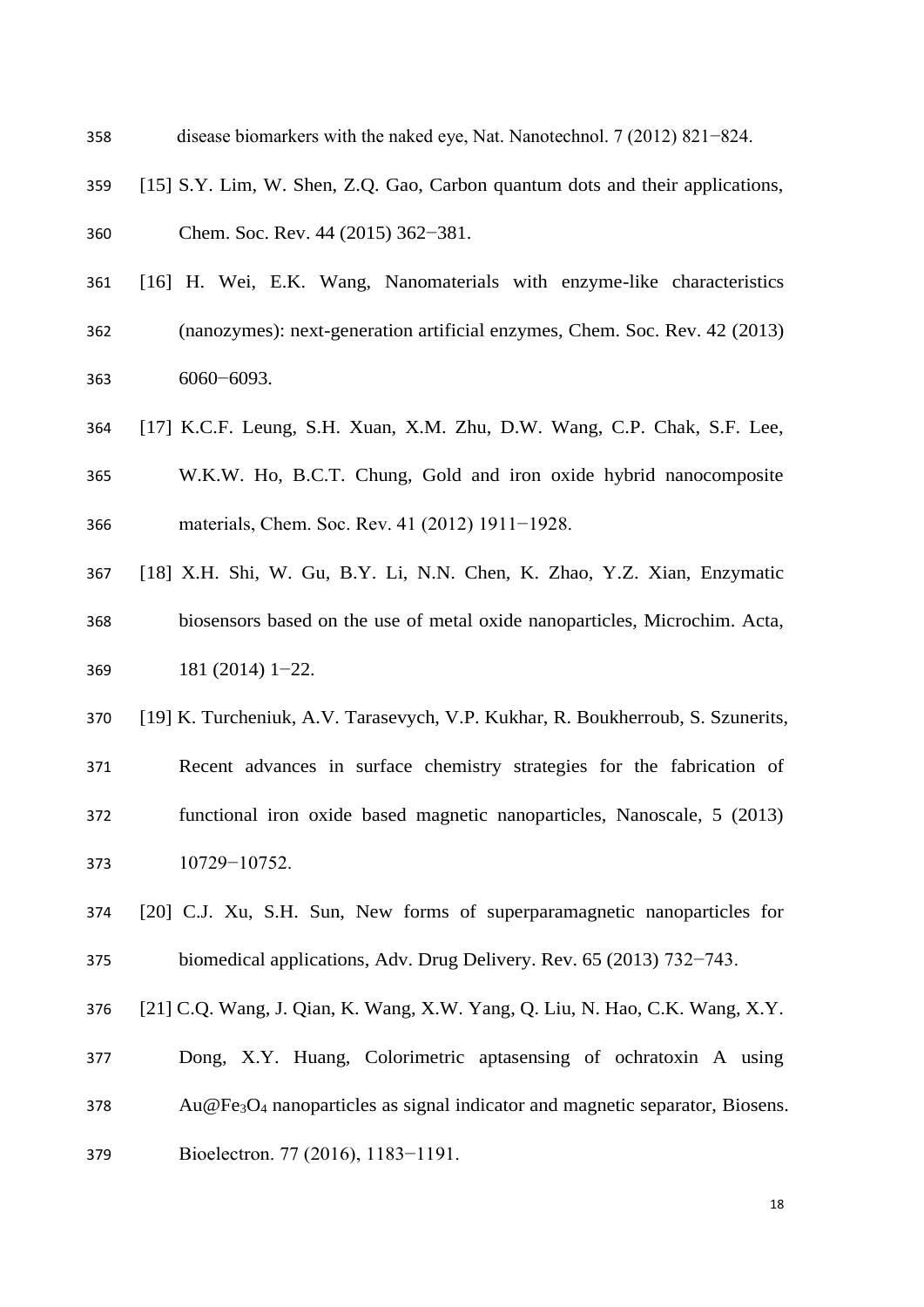disease biomarkers with the naked eye, Nat. Nanotechnol. 7 (2012) 821−824.

[15] S.Y. Lim, W. Shen, Z.Q. Gao, Carbon quantum dots and their applications, Chem. Soc. Rev. 44 (2015) 362−381.

[16] H. Wei, E.K. Wang, Nanomaterials with enzyme-like characteristics (nanozymes): next-generation artificial enzymes, Chem. Soc. Rev. 42 (2013) 6060−6093.

[17] K.C.F. Leung, S.H. Xuan, X.M. Zhu, D.W. Wang, C.P. Chak, S.F. Lee, W.K.W. Ho, B.C.T. Chung, Gold and iron oxide hybrid nanocomposite materials, Chem. Soc. Rev. 41 (2012) 1911−1928.

[18] X.H. Shi, W. Gu, B.Y. Li, N.N. Chen, K. Zhao, Y.Z. Xian, Enzymatic biosensors based on the use of metal oxide nanoparticles, Microchim. Acta, 181 (2014) 1−22.

[19] K. Turcheniuk, A.V. Tarasevych, V.P. Kukhar, R. Boukherroub, S. Szunerits, Recent advances in surface chemistry strategies for the fabrication of functional iron oxide based magnetic nanoparticles, Nanoscale, 5 (2013) 10729−10752.

[20] C.J. Xu, S.H. Sun, New forms of superparamagnetic nanoparticles for biomedical applications, Adv. Drug Delivery. Rev. 65 (2013) 732−743.

[21] C.Q. Wang, J. Qian, K. Wang, X.W. Yang, Q. Liu, N. Hao, C.K. Wang, X.Y. Dong, X.Y. Huang, Colorimetric aptasensing of ochratoxin A using Au@$Fe_3O_4$ nanoparticles as signal indicator and magnetic separator, Biosens. Bioelectron. 77 (2016), 1183−1191.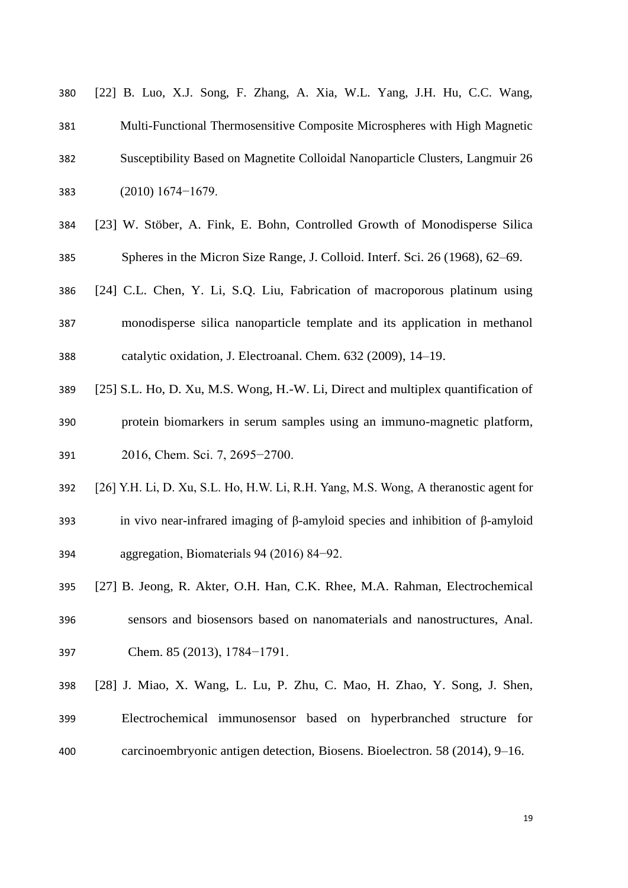[22] B. Luo, X.J. Song, F. Zhang, A. Xia, W.L. Yang, J.H. Hu, C.C. Wang, Multi-Functional Thermosensitive Composite Microspheres with High Magnetic Susceptibility Based on Magnetite Colloidal Nanoparticle Clusters, Langmuir 26 (2010) 1674−1679.

[23] W. Stöber, A. Fink, E. Bohn, Controlled Growth of Monodisperse Silica Spheres in the Micron Size Range, J. Colloid. Interf. Sci. 26 (1968), 62–69.

[24] C.L. Chen, Y. Li, S.Q. Liu, Fabrication of macroporous platinum using monodisperse silica nanoparticle template and its application in methanol catalytic oxidation, J. Electroanal. Chem. 632 (2009), 14–19.

[25] S.L. Ho, D. Xu, M.S. Wong, H.-W. Li, Direct and multiplex quantification of protein biomarkers in serum samples using an immuno-magnetic platform, 2016, Chem. Sci. 7, 2695−2700.

[26] Y.H. Li, D. Xu, S.L. Ho, H.W. Li, R.H. Yang, M.S. Wong, A theranostic agent for in vivo near-infrared imaging of β-amyloid species and inhibition of β-amyloid aggregation, Biomaterials 94 (2016) 84−92.

[27] B. Jeong, R. Akter, O.H. Han, C.K. Rhee, M.A. Rahman, Electrochemical sensors and biosensors based on nanomaterials and nanostructures, Anal. Chem. 85 (2013), 1784−1791.

[28] J. Miao, X. Wang, L. Lu, P. Zhu, C. Mao, H. Zhao, Y. Song, J. Shen, Electrochemical immunosensor based on hyperbranched structure for carcinoembryonic antigen detection, Biosens. Bioelectron. 58 (2014), 9–16.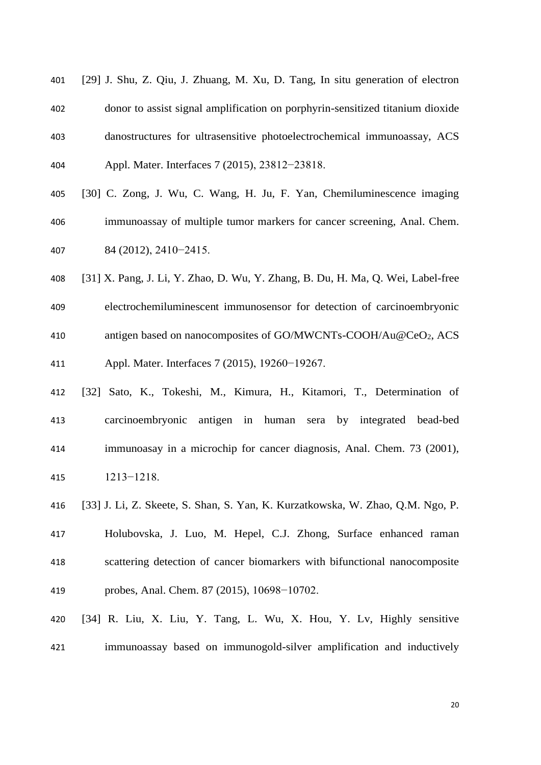[29] J. Shu, Z. Qiu, J. Zhuang, M. Xu, D. Tang, In situ generation of electron donor to assist signal amplification on porphyrin-sensitized titanium dioxide danostructures for ultrasensitive photoelectrochemical immunoassay, ACS Appl. Mater. Interfaces 7 (2015), 23812−23818.

[30] C. Zong, J. Wu, C. Wang, H. Ju, F. Yan, Chemiluminescence imaging immunoassay of multiple tumor markers for cancer screening, Anal. Chem. 84 (2012), 2410−2415.

[31] X. Pang, J. Li, Y. Zhao, D. Wu, Y. Zhang, B. Du, H. Ma, Q. Wei, Label-free electrochemiluminescent immunosensor for detection of carcinoembryonic antigen based on nanocomposites of GO/MWCNTs-COOH/Au@$CeO_2$, ACS Appl. Mater. Interfaces 7 (2015), 19260−19267.

[32] Sato, K., Tokeshi, M., Kimura, H., Kitamori, T., Determination of carcinoembryonic antigen in human sera by integrated bead-bed immunoasay in a microchip for cancer diagnosis, Anal. Chem. 73 (2001), 1213−1218.

[33] J. Li, Z. Skeete, S. Shan, S. Yan, K. Kurzatkowska, W. Zhao, Q.M. Ngo, P. Holubovska, J. Luo, M. Hepel, C.J. Zhong, Surface enhanced raman scattering detection of cancer biomarkers with bifunctional nanocomposite probes, Anal. Chem. 87 (2015), 10698−10702.

[34] R. Liu, X. Liu, Y. Tang, L. Wu, X. Hou, Y. Lv, Highly sensitive immunoassay based on immunogold-silver amplification and inductively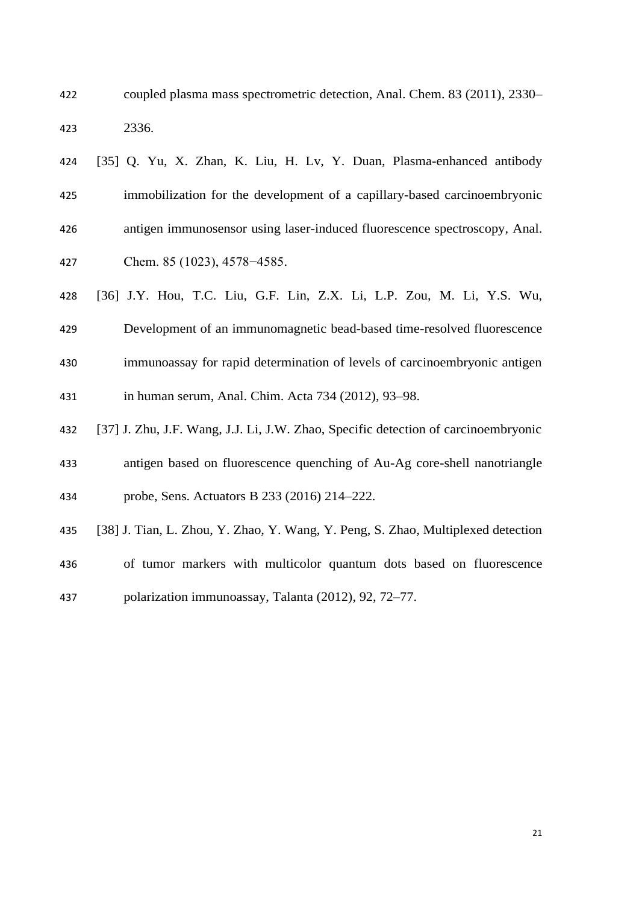coupled plasma mass spectrometric detection, Anal. Chem. 83 (2011), 2330–2336.

[35] Q. Yu, X. Zhan, K. Liu, H. Lv, Y. Duan, Plasma-enhanced antibody immobilization for the development of a capillary-based carcinoembryonic antigen immunosensor using laser-induced fluorescence spectroscopy, Anal. Chem. 85 (1023), 4578−4585.

[36] J.Y. Hou, T.C. Liu, G.F. Lin, Z.X. Li, L.P. Zou, M. Li, Y.S. Wu, Development of an immunomagnetic bead-based time-resolved fluorescence immunoassay for rapid determination of levels of carcinoembryonic antigen in human serum, Anal. Chim. Acta 734 (2012), 93–98.

[37] J. Zhu, J.F. Wang, J.J. Li, J.W. Zhao, Specific detection of carcinoembryonic antigen based on fluorescence quenching of Au-Ag core-shell nanotriangle probe, Sens. Actuators B 233 (2016) 214–222.

[38] J. Tian, L. Zhou, Y. Zhao, Y. Wang, Y. Peng, S. Zhao, Multiplexed detection of tumor markers with multicolor quantum dots based on fluorescence polarization immunoassay, Talanta (2012), 92, 72–77.